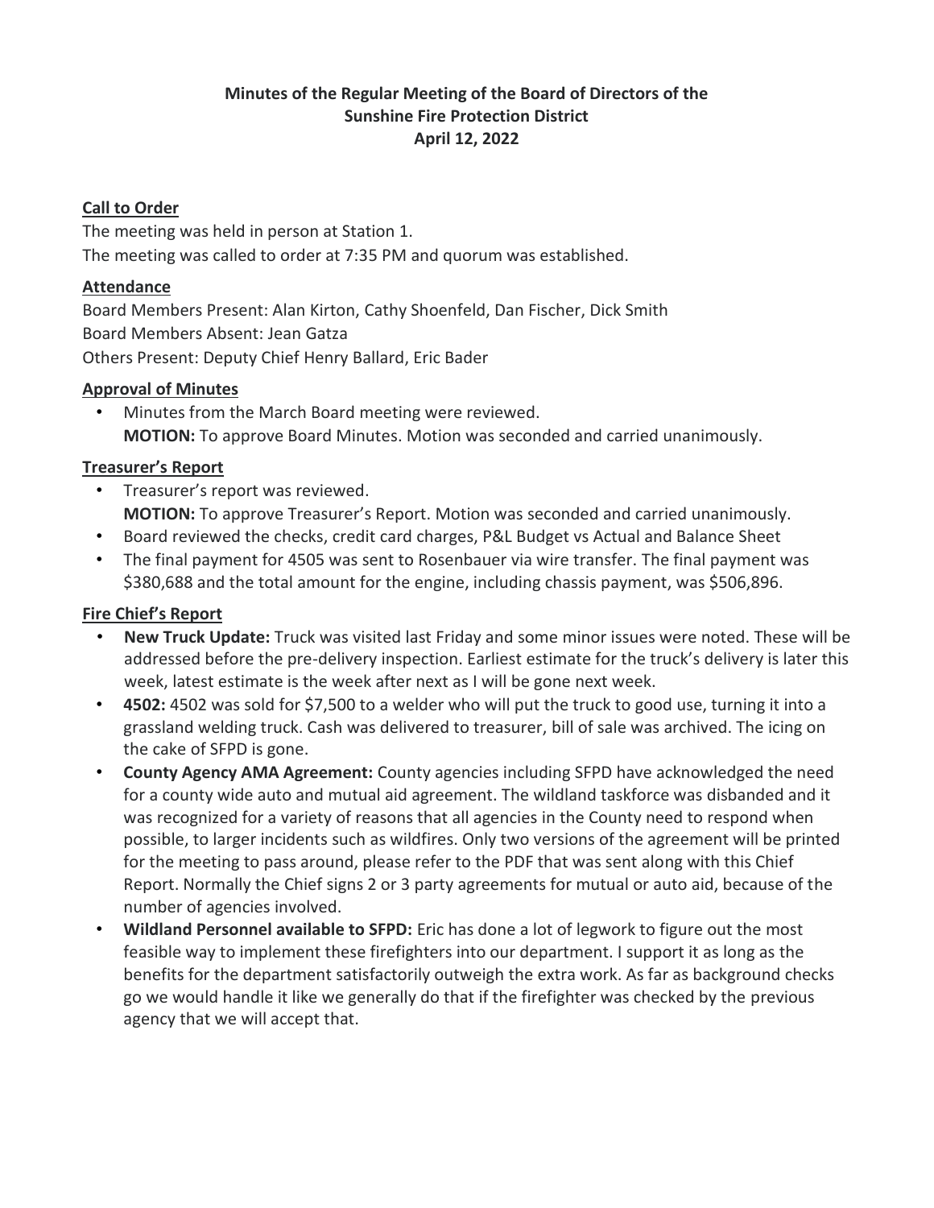**Minutes of the Regular Meeting of the Board of Directors of the Sunshine Fire Protection District April 12, 2022**

**Call to Order**

The meeting was held in person at Station 1.
The meeting was called to order at 7:35 PM and quorum was established.

**Attendance**

Board Members Present: Alan Kirton, Cathy Shoenfeld, Dan Fischer, Dick Smith
Board Members Absent: Jean Gatza
Others Present: Deputy Chief Henry Ballard, Eric Bader

**Approval of Minutes**

- Minutes from the March Board meeting were reviewed.
  **MOTION:** To approve Board Minutes. Motion was seconded and carried unanimously.

**Treasurer's Report**

- Treasurer's report was reviewed.
  **MOTION:** To approve Treasurer's Report. Motion was seconded and carried unanimously.
- Board reviewed the checks, credit card charges, P&L Budget vs Actual and Balance Sheet
- The final payment for 4505 was sent to Rosenbauer via wire transfer. The final payment was $380,688 and the total amount for the engine, including chassis payment, was $506,896.

**Fire Chief's Report**

- **New Truck Update:** Truck was visited last Friday and some minor issues were noted. These will be addressed before the pre-delivery inspection. Earliest estimate for the truck's delivery is later this week, latest estimate is the week after next as I will be gone next week.
- **4502:** 4502 was sold for $7,500 to a welder who will put the truck to good use, turning it into a grassland welding truck. Cash was delivered to treasurer, bill of sale was archived. The icing on the cake of SFPD is gone.
- **County Agency AMA Agreement:** County agencies including SFPD have acknowledged the need for a county wide auto and mutual aid agreement. The wildland taskforce was disbanded and it was recognized for a variety of reasons that all agencies in the County need to respond when possible, to larger incidents such as wildfires. Only two versions of the agreement will be printed for the meeting to pass around, please refer to the PDF that was sent along with this Chief Report. Normally the Chief signs 2 or 3 party agreements for mutual or auto aid, because of the number of agencies involved.
- **Wildland Personnel available to SFPD:** Eric has done a lot of legwork to figure out the most feasible way to implement these firefighters into our department. I support it as long as the benefits for the department satisfactorily outweigh the extra work. As far as background checks go we would handle it like we generally do that if the firefighter was checked by the previous agency that we will accept that.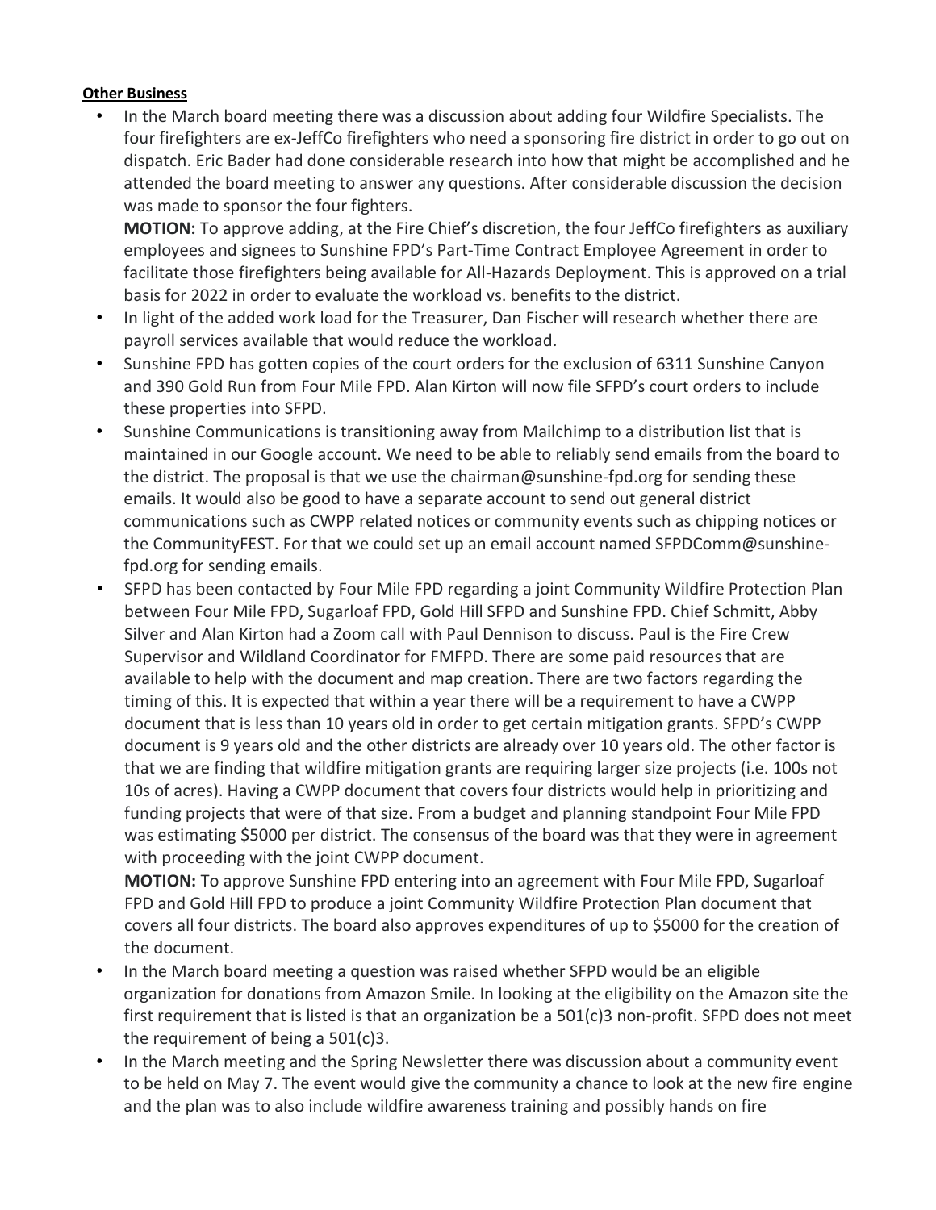**Other Business**

- In the March board meeting there was a discussion about adding four Wildfire Specialists. The four firefighters are ex-JeffCo firefighters who need a sponsoring fire district in order to go out on dispatch. Eric Bader had done considerable research into how that might be accomplished and he attended the board meeting to answer any questions. After considerable discussion the decision was made to sponsor the four fighters.
  **MOTION:** To approve adding, at the Fire Chief's discretion, the four JeffCo firefighters as auxiliary employees and signees to Sunshine FPD's Part-Time Contract Employee Agreement in order to facilitate those firefighters being available for All-Hazards Deployment. This is approved on a trial basis for 2022 in order to evaluate the workload vs. benefits to the district.
- In light of the added work load for the Treasurer, Dan Fischer will research whether there are payroll services available that would reduce the workload.
- Sunshine FPD has gotten copies of the court orders for the exclusion of 6311 Sunshine Canyon and 390 Gold Run from Four Mile FPD. Alan Kirton will now file SFPD's court orders to include these properties into SFPD.
- Sunshine Communications is transitioning away from Mailchimp to a distribution list that is maintained in our Google account. We need to be able to reliably send emails from the board to the district. The proposal is that we use the chairman@sunshine-fpd.org for sending these emails. It would also be good to have a separate account to send out general district communications such as CWPP related notices or community events such as chipping notices or the CommunityFEST. For that we could set up an email account named SFPDComm@sunshine-fpd.org for sending emails.
- SFPD has been contacted by Four Mile FPD regarding a joint Community Wildfire Protection Plan between Four Mile FPD, Sugarloaf FPD, Gold Hill SFPD and Sunshine FPD. Chief Schmitt, Abby Silver and Alan Kirton had a Zoom call with Paul Dennison to discuss. Paul is the Fire Crew Supervisor and Wildland Coordinator for FMFPD. There are some paid resources that are available to help with the document and map creation. There are two factors regarding the timing of this. It is expected that within a year there will be a requirement to have a CWPP document that is less than 10 years old in order to get certain mitigation grants. SFPD's CWPP document is 9 years old and the other districts are already over 10 years old. The other factor is that we are finding that wildfire mitigation grants are requiring larger size projects (i.e. 100s not 10s of acres). Having a CWPP document that covers four districts would help in prioritizing and funding projects that were of that size. From a budget and planning standpoint Four Mile FPD was estimating $5000 per district. The consensus of the board was that they were in agreement with proceeding with the joint CWPP document.
  **MOTION:** To approve Sunshine FPD entering into an agreement with Four Mile FPD, Sugarloaf FPD and Gold Hill FPD to produce a joint Community Wildfire Protection Plan document that covers all four districts. The board also approves expenditures of up to $5000 for the creation of the document.
- In the March board meeting a question was raised whether SFPD would be an eligible organization for donations from Amazon Smile. In looking at the eligibility on the Amazon site the first requirement that is listed is that an organization be a 501(c)3 non-profit. SFPD does not meet the requirement of being a 501(c)3.
- In the March meeting and the Spring Newsletter there was discussion about a community event to be held on May 7. The event would give the community a chance to look at the new fire engine and the plan was to also include wildfire awareness training and possibly hands on fire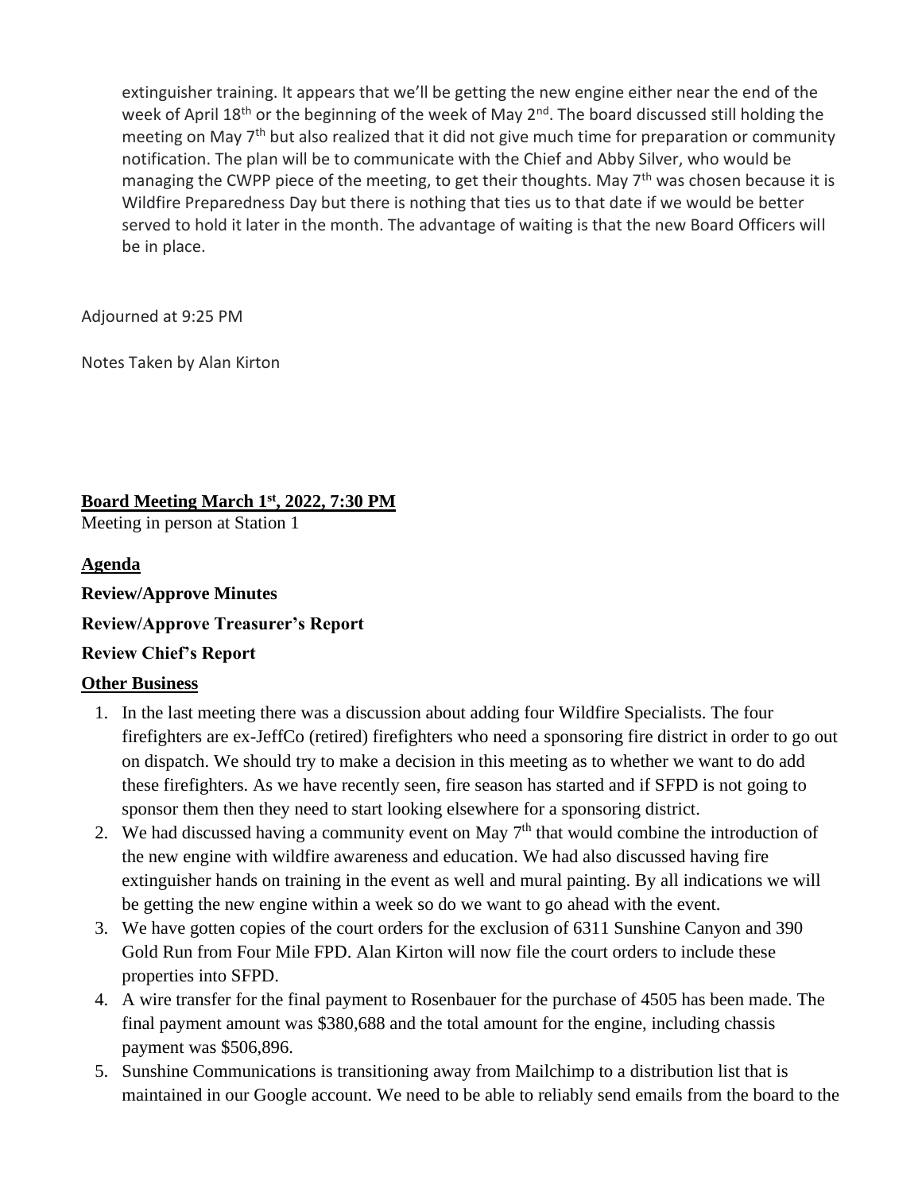extinguisher training. It appears that we'll be getting the new engine either near the end of the week of April 18th or the beginning of the week of May 2nd. The board discussed still holding the meeting on May 7th but also realized that it did not give much time for preparation or community notification. The plan will be to communicate with the Chief and Abby Silver, who would be managing the CWPP piece of the meeting, to get their thoughts. May 7th was chosen because it is Wildfire Preparedness Day but there is nothing that ties us to that date if we would be better served to hold it later in the month. The advantage of waiting is that the new Board Officers will be in place.

Adjourned at 9:25 PM

Notes Taken by Alan Kirton

**Board Meeting March 1st, 2022, 7:30 PM**

Meeting in person at Station 1

**Agenda**

**Review/Approve Minutes**

**Review/Approve Treasurer's Report**

**Review Chief's Report**

**Other Business**

1. In the last meeting there was a discussion about adding four Wildfire Specialists. The four firefighters are ex-JeffCo (retired) firefighters who need a sponsoring fire district in order to go out on dispatch. We should try to make a decision in this meeting as to whether we want to do add these firefighters. As we have recently seen, fire season has started and if SFPD is not going to sponsor them then they need to start looking elsewhere for a sponsoring district.
2. We had discussed having a community event on May 7th that would combine the introduction of the new engine with wildfire awareness and education. We had also discussed having fire extinguisher hands on training in the event as well and mural painting. By all indications we will be getting the new engine within a week so do we want to go ahead with the event.
3. We have gotten copies of the court orders for the exclusion of 6311 Sunshine Canyon and 390 Gold Run from Four Mile FPD. Alan Kirton will now file the court orders to include these properties into SFPD.
4. A wire transfer for the final payment to Rosenbauer for the purchase of 4505 has been made. The final payment amount was $380,688 and the total amount for the engine, including chassis payment was $506,896.
5. Sunshine Communications is transitioning away from Mailchimp to a distribution list that is maintained in our Google account. We need to be able to reliably send emails from the board to the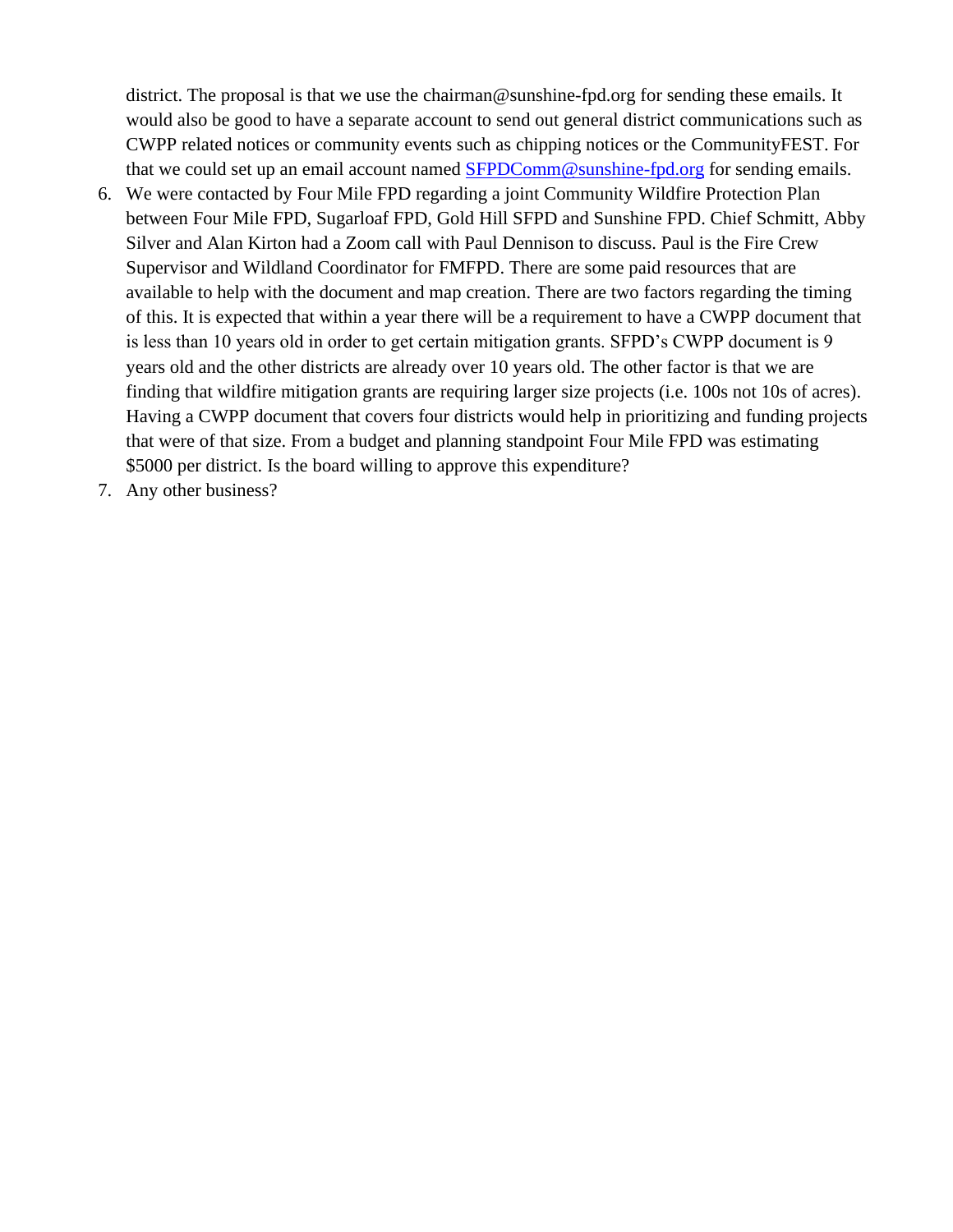district. The proposal is that we use the chairman@sunshine-fpd.org for sending these emails. It would also be good to have a separate account to send out general district communications such as CWPP related notices or community events such as chipping notices or the CommunityFEST. For that we could set up an email account named SFPDComm@sunshine-fpd.org for sending emails.

6. We were contacted by Four Mile FPD regarding a joint Community Wildfire Protection Plan between Four Mile FPD, Sugarloaf FPD, Gold Hill SFPD and Sunshine FPD. Chief Schmitt, Abby Silver and Alan Kirton had a Zoom call with Paul Dennison to discuss. Paul is the Fire Crew Supervisor and Wildland Coordinator for FMFPD. There are some paid resources that are available to help with the document and map creation. There are two factors regarding the timing of this. It is expected that within a year there will be a requirement to have a CWPP document that is less than 10 years old in order to get certain mitigation grants. SFPD's CWPP document is 9 years old and the other districts are already over 10 years old. The other factor is that we are finding that wildfire mitigation grants are requiring larger size projects (i.e. 100s not 10s of acres). Having a CWPP document that covers four districts would help in prioritizing and funding projects that were of that size. From a budget and planning standpoint Four Mile FPD was estimating $5000 per district. Is the board willing to approve this expenditure?
7. Any other business?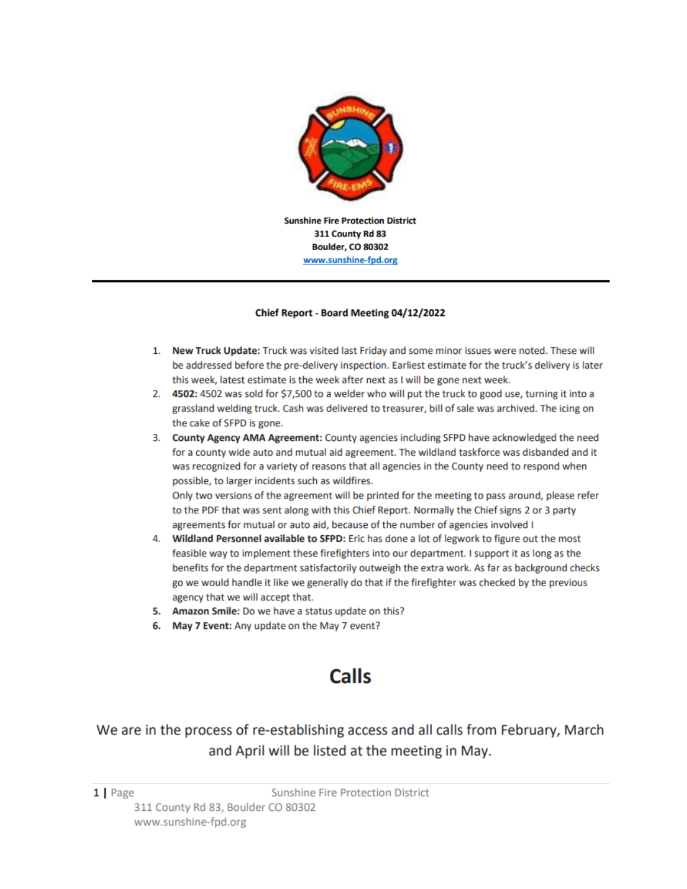**Sunshine Fire Protection District**
**311 County Rd 83**
**Boulder, CO 80302**
**www.sunshine-fpd.org**

---

**Chief Report - Board Meeting 04/12/2022**

1. **New Truck Update:** Truck was visited last Friday and some minor issues were noted. These will be addressed before the pre-delivery inspection. Earliest estimate for the truck's delivery is later this week, latest estimate is the week after next as I will be gone next week.
2. **4502:** 4502 was sold for $7,500 to a welder who will put the truck to good use, turning it into a grassland welding truck. Cash was delivered to treasurer, bill of sale was archived. The icing on the cake of SFPD is gone.
3. **County Agency AMA Agreement:** County agencies including SFPD have acknowledged the need for a county wide auto and mutual aid agreement. The wildland taskforce was disbanded and it was recognized for a variety of reasons that all agencies in the County need to respond when possible, to larger incidents such as wildfires.
   Only two versions of the agreement will be printed for the meeting to pass around, please refer to the PDF that was sent along with this Chief Report. Normally the Chief signs 2 or 3 party agreements for mutual or auto aid, because of the number of agencies involved I
4. **Wildland Personnel available to SFPD:** Eric has done a lot of legwork to figure out the most feasible way to implement these firefighters into our department. I support it as long as the benefits for the department satisfactorily outweigh the extra work. As far as background checks go we would handle it like we generally do that if the firefighter was checked by the previous agency that we will accept that.
5. **Amazon Smile:** Do we have a status update on this?
6. **May 7 Event:** Any update on the May 7 event?

# Calls

We are in the process of re-establishing access and all calls from February, March and April will be listed at the meeting in May.